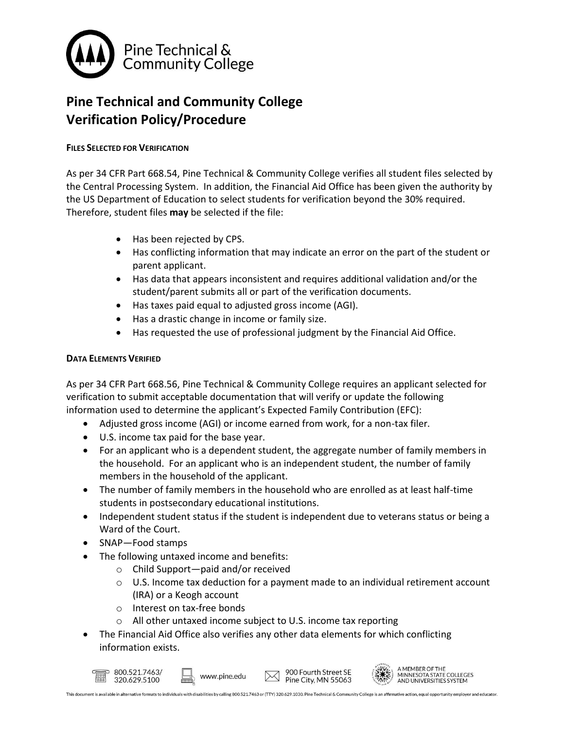Pine Technical & Community College

# Pine Technical and Community College Verification Policy/Procedure

## Files Selected for Verification

As per 34 CFR Part 668.54, Pine Technical & Community College verifies all student files selected by the Central Processing System. In addition, the Financial Aid Office has been given the authority by the US Department of Education to select students for verification beyond the 30% required. Therefore, student files **may** be selected if the file:

- Has been rejected by CPS.
- Has conflicting information that may indicate an error on the part of the student or parent applicant.
- Has data that appears inconsistent and requires additional validation and/or the student/parent submits all or part of the verification documents.
- Has taxes paid equal to adjusted gross income (AGI).
- Has a drastic change in income or family size.
- Has requested the use of professional judgment by the Financial Aid Office.

## Data Elements Verified

As per 34 CFR Part 668.56, Pine Technical & Community College requires an applicant selected for verification to submit acceptable documentation that will verify or update the following information used to determine the applicant's Expected Family Contribution (EFC):

- Adjusted gross income (AGI) or income earned from work, for a non-tax filer.
- U.S. income tax paid for the base year.
- For an applicant who is a dependent student, the aggregate number of family members in the household. For an applicant who is an independent student, the number of family members in the household of the applicant.
- The number of family members in the household who are enrolled as at least half-time students in postsecondary educational institutions.
- Independent student status if the student is independent due to veterans status or being a Ward of the Court.
- SNAP—Food stamps
- The following untaxed income and benefits:
    - Child Support—paid and/or received
    - U.S. Income tax deduction for a payment made to an individual retirement account (IRA) or a Keogh account
    - Interest on tax-free bonds
    - All other untaxed income subject to U.S. income tax reporting
- The Financial Aid Office also verifies any other data elements for which conflicting information exists.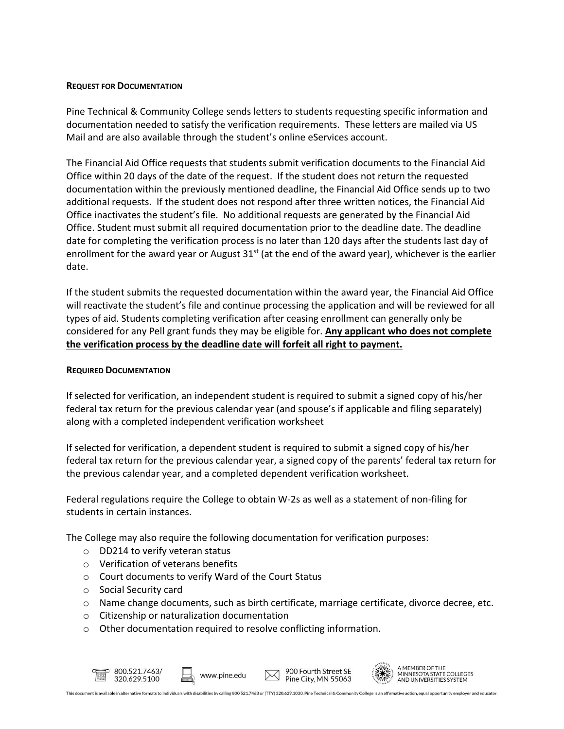#### REQUEST FOR DOCUMENTATION

Pine Technical & Community College sends letters to students requesting specific information and documentation needed to satisfy the verification requirements. These letters are mailed via US Mail and are also available through the student's online eServices account.

The Financial Aid Office requests that students submit verification documents to the Financial Aid Office within 20 days of the date of the request. If the student does not return the requested documentation within the previously mentioned deadline, the Financial Aid Office sends up to two additional requests. If the student does not respond after three written notices, the Financial Aid Office inactivates the student's file. No additional requests are generated by the Financial Aid Office. Student must submit all required documentation prior to the deadline date. The deadline date for completing the verification process is no later than 120 days after the students last day of enrollment for the award year or August 31st (at the end of the award year), whichever is the earlier date.

If the student submits the requested documentation within the award year, the Financial Aid Office will reactivate the student's file and continue processing the application and will be reviewed for all types of aid. Students completing verification after ceasing enrollment can generally only be considered for any Pell grant funds they may be eligible for. **Any applicant who does not complete the verification process by the deadline date will forfeit all right to payment.**

#### REQUIRED DOCUMENTATION

If selected for verification, an independent student is required to submit a signed copy of his/her federal tax return for the previous calendar year (and spouse's if applicable and filing separately) along with a completed independent verification worksheet

If selected for verification, a dependent student is required to submit a signed copy of his/her federal tax return for the previous calendar year, a signed copy of the parents' federal tax return for the previous calendar year, and a completed dependent verification worksheet.

Federal regulations require the College to obtain W-2s as well as a statement of non-filing for students in certain instances.

The College may also require the following documentation for verification purposes:

- DD214 to verify veteran status
- Verification of veterans benefits
- Court documents to verify Ward of the Court Status
- Social Security card
- Name change documents, such as birth certificate, marriage certificate, divorce decree, etc.
- Citizenship or naturalization documentation
- Other documentation required to resolve conflicting information.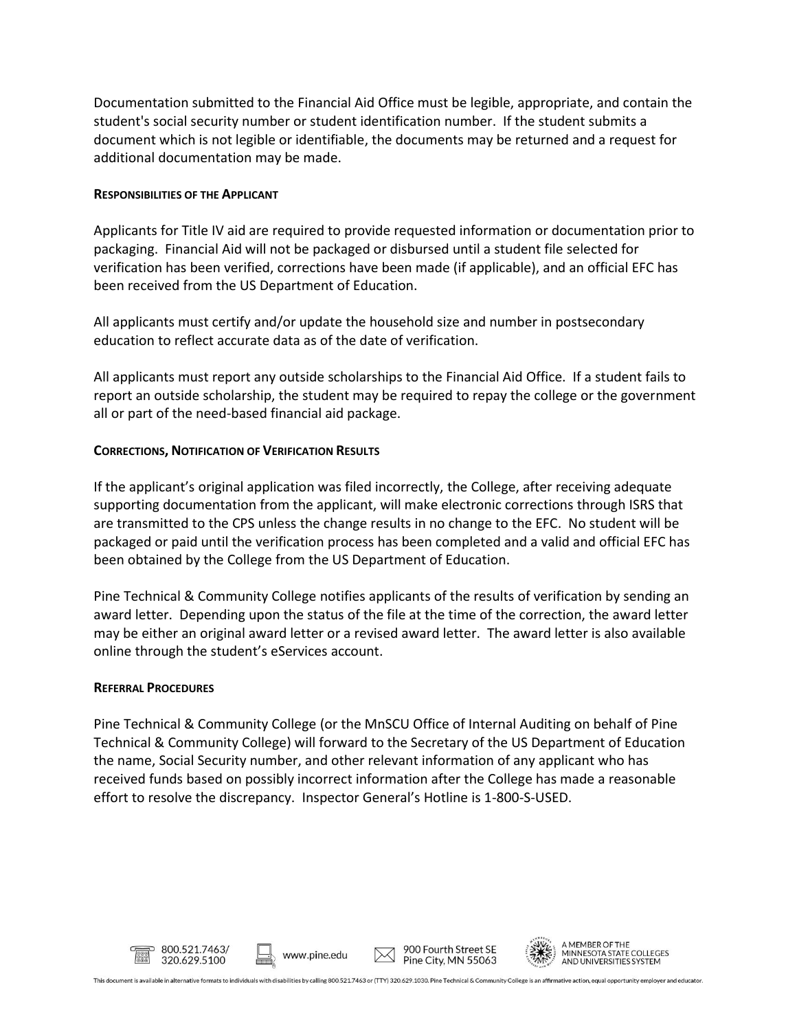Documentation submitted to the Financial Aid Office must be legible, appropriate, and contain the student's social security number or student identification number. If the student submits a document which is not legible or identifiable, the documents may be returned and a request for additional documentation may be made.

**RESPONSIBILITIES OF THE APPLICANT**

Applicants for Title IV aid are required to provide requested information or documentation prior to packaging. Financial Aid will not be packaged or disbursed until a student file selected for verification has been verified, corrections have been made (if applicable), and an official EFC has been received from the US Department of Education.

All applicants must certify and/or update the household size and number in postsecondary education to reflect accurate data as of the date of verification.

All applicants must report any outside scholarships to the Financial Aid Office. If a student fails to report an outside scholarship, the student may be required to repay the college or the government all or part of the need-based financial aid package.

**CORRECTIONS, NOTIFICATION OF VERIFICATION RESULTS**

If the applicant's original application was filed incorrectly, the College, after receiving adequate supporting documentation from the applicant, will make electronic corrections through ISRS that are transmitted to the CPS unless the change results in no change to the EFC. No student will be packaged or paid until the verification process has been completed and a valid and official EFC has been obtained by the College from the US Department of Education.

Pine Technical & Community College notifies applicants of the results of verification by sending an award letter. Depending upon the status of the file at the time of the correction, the award letter may be either an original award letter or a revised award letter. The award letter is also available online through the student's eServices account.

**REFERRAL PROCEDURES**

Pine Technical & Community College (or the MnSCU Office of Internal Auditing on behalf of Pine Technical & Community College) will forward to the Secretary of the US Department of Education the name, Social Security number, and other relevant information of any applicant who has received funds based on possibly incorrect information after the College has made a reasonable effort to resolve the discrepancy. Inspector General's Hotline is 1-800-S-USED.